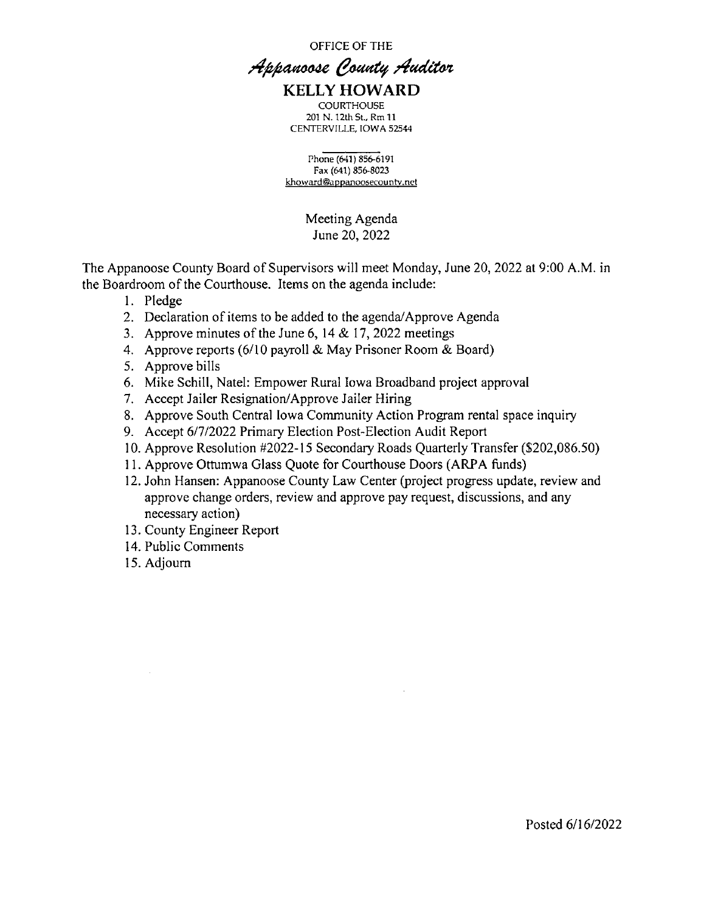OFFICE OF THE

# *Appanoose County Auditor*

## KELLY HOWARD

COURTHOUSE
201 N. 12th St., Rm 11
CENTERVILLE, IOWA 52544

Phone (641) 856-6191
Fax (641) 856-8023
khoward@appanoosecounty.net

Meeting Agenda
June 20, 2022

The Appanoose County Board of Supervisors will meet Monday, June 20, 2022 at 9:00 A.M. in the Boardroom of the Courthouse. Items on the agenda include:

1. Pledge
2. Declaration of items to be added to the agenda/Approve Agenda
3. Approve minutes of the June 6, 14 & 17, 2022 meetings
4. Approve reports (6/10 payroll & May Prisoner Room & Board)
5. Approve bills
6. Mike Schill, Natel: Empower Rural Iowa Broadband project approval
7. Accept Jailer Resignation/Approve Jailer Hiring
8. Approve South Central Iowa Community Action Program rental space inquiry
9. Accept 6/7/2022 Primary Election Post-Election Audit Report
10. Approve Resolution #2022-15 Secondary Roads Quarterly Transfer ($202,086.50)
11. Approve Ottumwa Glass Quote for Courthouse Doors (ARPA funds)
12. John Hansen: Appanoose County Law Center (project progress update, review and approve change orders, review and approve pay request, discussions, and any necessary action)
13. County Engineer Report
14. Public Comments
15. Adjourn

Posted 6/16/2022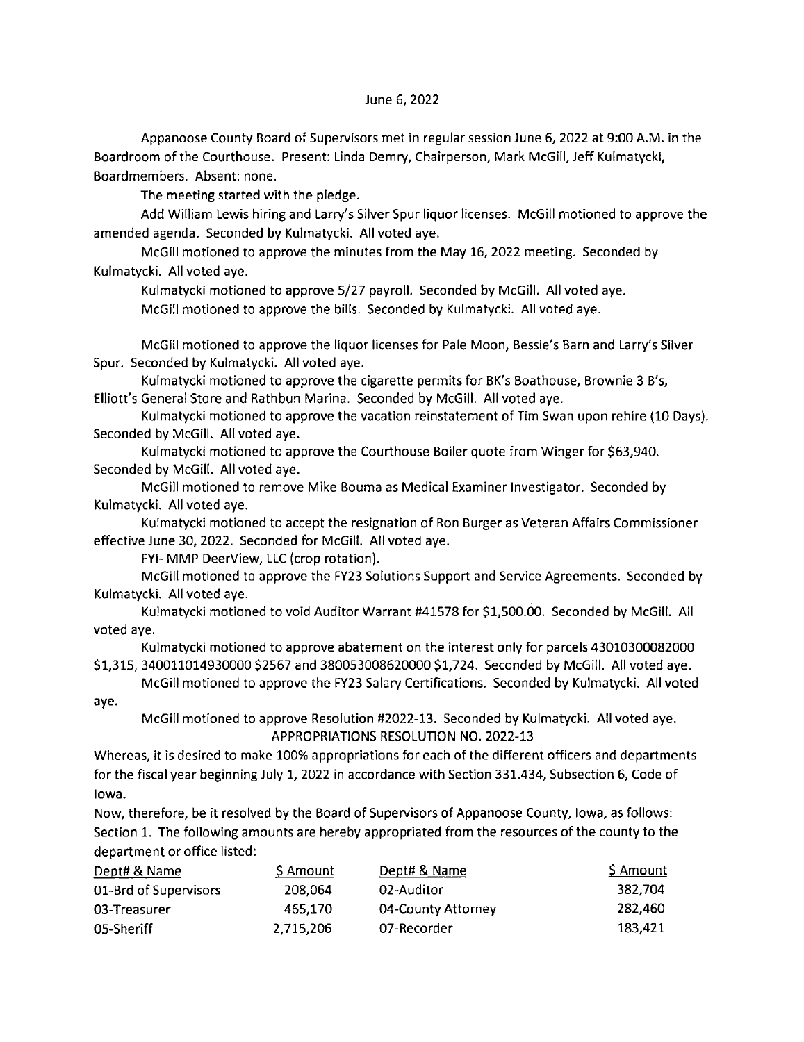June 6, 2022

Appanoose County Board of Supervisors met in regular session June 6, 2022 at 9:00 A.M. in the Boardroom of the Courthouse. Present: Linda Demry, Chairperson, Mark McGill, Jeff Kulmatycki, Boardmembers. Absent: none.

The meeting started with the pledge.

Add William Lewis hiring and Larry's Silver Spur liquor licenses. McGill motioned to approve the amended agenda. Seconded by Kulmatycki. All voted aye.

McGill motioned to approve the minutes from the May 16, 2022 meeting. Seconded by Kulmatycki. All voted aye.

Kulmatycki motioned to approve 5/27 payroll. Seconded by McGill. All voted aye.

McGill motioned to approve the bills. Seconded by Kulmatycki. All voted aye.

McGill motioned to approve the liquor licenses for Pale Moon, Bessie's Barn and Larry's Silver Spur. Seconded by Kulmatycki. All voted aye.

Kulmatycki motioned to approve the cigarette permits for BK's Boathouse, Brownie 3 B's, Elliott's General Store and Rathbun Marina. Seconded by McGill. All voted aye.

Kulmatycki motioned to approve the vacation reinstatement of Tim Swan upon rehire (10 Days). Seconded by McGill. All voted aye.

Kulmatycki motioned to approve the Courthouse Boiler quote from Winger for $63,940. Seconded by McGill. All voted aye.

McGill motioned to remove Mike Bouma as Medical Examiner Investigator. Seconded by Kulmatycki. All voted aye.

Kulmatycki motioned to accept the resignation of Ron Burger as Veteran Affairs Commissioner effective June 30, 2022. Seconded for McGill. All voted aye.

FYI- MMP DeerView, LLC (crop rotation).

McGill motioned to approve the FY23 Solutions Support and Service Agreements. Seconded by Kulmatycki. All voted aye.

Kulmatycki motioned to void Auditor Warrant #41578 for $1,500.00. Seconded by McGill. All voted aye.

Kulmatycki motioned to approve abatement on the interest only for parcels 430103000820000 $1,315, 340011014930000 $2567 and 380053008620000 $1,724. Seconded by McGill. All voted aye.

McGill motioned to approve the FY23 Salary Certifications. Seconded by Kulmatycki. All voted aye.

McGill motioned to approve Resolution #2022-13. Seconded by Kulmatycki. All voted aye.

APPROPRIATIONS RESOLUTION NO. 2022-13

Whereas, it is desired to make 100% appropriations for each of the different officers and departments for the fiscal year beginning July 1, 2022 in accordance with Section 331.434, Subsection 6, Code of Iowa.

Now, therefore, be it resolved by the Board of Supervisors of Appanoose County, Iowa, as follows:

Section 1. The following amounts are hereby appropriated from the resources of the county to the department or office listed:

| Dept# & Name | $ Amount | Dept# & Name | $ Amount |
|---|---|---|---|
| 01-Brd of Supervisors | 208,064 | 02-Auditor | 382,704 |
| 03-Treasurer | 465,170 | 04-County Attorney | 282,460 |
| 05-Sheriff | 2,715,206 | 07-Recorder | 183,421 |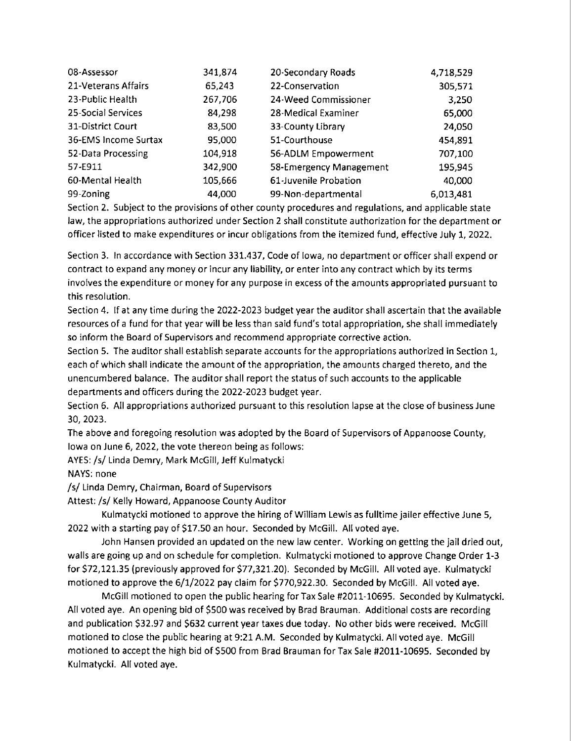| | | | |
|---|---|---|---|
| 08-Assessor | 341,874 | 20-Secondary Roads | 4,718,529 |
| 21-Veterans Affairs | 65,243 | 22-Conservation | 305,571 |
| 23-Public Health | 267,706 | 24-Weed Commissioner | 3,250 |
| 25-Social Services | 84,298 | 28-Medical Examiner | 65,000 |
| 31-District Court | 83,500 | 33-County Library | 24,050 |
| 36-EMS Income Surtax | 95,000 | 51-Courthouse | 454,891 |
| 52-Data Processing | 104,918 | 56-ADLM Empowerment | 707,100 |
| 57-E911 | 342,900 | 58-Emergency Management | 195,945 |
| 60-Mental Health | 105,666 | 61-Juvenile Probation | 40,000 |
| 99-Zoning | 44,000 | 99-Non-departmental | 6,013,481 |

Section 2. Subject to the provisions of other county procedures and regulations, and applicable state law, the appropriations authorized under Section 2 shall constitute authorization for the department or officer listed to make expenditures or incur obligations from the itemized fund, effective July 1, 2022.

Section 3. In accordance with Section 331.437, Code of Iowa, no department or officer shall expend or contract to expand any money or incur any liability, or enter into any contract which by its terms involves the expenditure or money for any purpose in excess of the amounts appropriated pursuant to this resolution.

Section 4. If at any time during the 2022-2023 budget year the auditor shall ascertain that the available resources of a fund for that year will be less than said fund's total appropriation, she shall immediately so inform the Board of Supervisors and recommend appropriate corrective action.

Section 5. The auditor shall establish separate accounts for the appropriations authorized in Section 1, each of which shall indicate the amount of the appropriation, the amounts charged thereto, and the unencumbered balance. The auditor shall report the status of such accounts to the applicable departments and officers during the 2022-2023 budget year.

Section 6. All appropriations authorized pursuant to this resolution lapse at the close of business June 30, 2023.

The above and foregoing resolution was adopted by the Board of Supervisors of Appanoose County, Iowa on June 6, 2022, the vote thereon being as follows:

AYES: /s/ Linda Demry, Mark McGill, Jeff Kulmatycki

NAYS: none

/s/ Linda Demry, Chairman, Board of Supervisors

Attest: /s/ Kelly Howard, Appanoose County Auditor

Kulmatycki motioned to approve the hiring of William Lewis as fulltime jailer effective June 5, 2022 with a starting pay of $17.50 an hour. Seconded by McGill. All voted aye.

John Hansen provided an updated on the new law center. Working on getting the jail dried out, walls are going up and on schedule for completion. Kulmatycki motioned to approve Change Order 1-3 for $72,121.35 (previously approved for $77,321.20). Seconded by McGill. All voted aye. Kulmatycki motioned to approve the 6/1/2022 pay claim for $770,922.30. Seconded by McGill. All voted aye.

McGill motioned to open the public hearing for Tax Sale #2011-10695. Seconded by Kulmatycki. All voted aye. An opening bid of $500 was received by Brad Brauman. Additional costs are recording and publication $32.97 and $632 current year taxes due today. No other bids were received. McGill motioned to close the public hearing at 9:21 A.M. Seconded by Kulmatycki. All voted aye. McGill motioned to accept the high bid of $500 from Brad Brauman for Tax Sale #2011-10695. Seconded by Kulmatycki. All voted aye.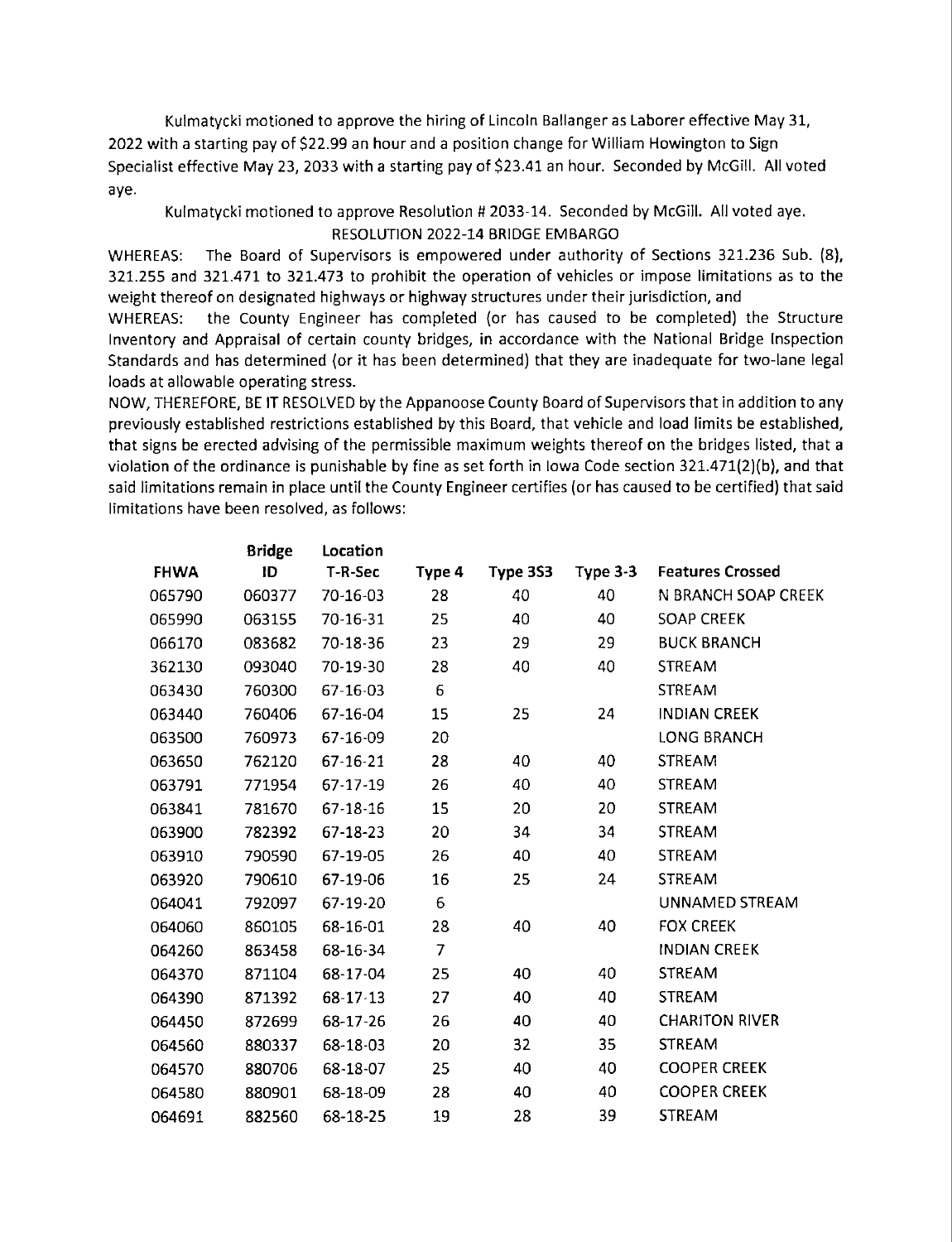Kulmatycki motioned to approve the hiring of Lincoln Ballanger as Laborer effective May 31, 2022 with a starting pay of $22.99 an hour and a position change for William Howington to Sign Specialist effective May 23, 2033 with a starting pay of $23.41 an hour. Seconded by McGill. All voted aye.

Kulmatycki motioned to approve Resolution # 2033-14. Seconded by McGill. All voted aye.

RESOLUTION 2022-14 BRIDGE EMBARGO

WHEREAS: The Board of Supervisors is empowered under authority of Sections 321.236 Sub. (8), 321.255 and 321.471 to 321.473 to prohibit the operation of vehicles or impose limitations as to the weight thereof on designated highways or highway structures under their jurisdiction, and

WHEREAS: the County Engineer has completed (or has caused to be completed) the Structure Inventory and Appraisal of certain county bridges, in accordance with the National Bridge Inspection Standards and has determined (or it has been determined) that they are inadequate for two-lane legal loads at allowable operating stress.

NOW, THEREFORE, BE IT RESOLVED by the Appanoose County Board of Supervisors that in addition to any previously established restrictions established by this Board, that vehicle and load limits be established, that signs be erected advising of the permissible maximum weights thereof on the bridges listed, that a violation of the ordinance is punishable by fine as set forth in Iowa Code section 321.471(2)(b), and that said limitations remain in place until the County Engineer certifies (or has caused to be certified) that said limitations have been resolved, as follows:

| FHWA | Bridge ID | Location T-R-Sec | Type 4 | Type 3S3 | Type 3-3 | Features Crossed |
|---|---|---|---|---|---|---|
| 065790 | 060377 | 70-16-03 | 28 | 40 | 40 | N BRANCH SOAP CREEK |
| 065990 | 063155 | 70-16-31 | 25 | 40 | 40 | SOAP CREEK |
| 066170 | 083682 | 70-18-36 | 23 | 29 | 29 | BUCK BRANCH |
| 362130 | 093040 | 70-19-30 | 28 | 40 | 40 | STREAM |
| 063430 | 760300 | 67-16-03 | 6 | | | STREAM |
| 063440 | 760406 | 67-16-04 | 15 | 25 | 24 | INDIAN CREEK |
| 063500 | 760973 | 67-16-09 | 20 | | | LONG BRANCH |
| 063650 | 762120 | 67-16-21 | 28 | 40 | 40 | STREAM |
| 063791 | 771954 | 67-17-19 | 26 | 40 | 40 | STREAM |
| 063841 | 781670 | 67-18-16 | 15 | 20 | 20 | STREAM |
| 063900 | 782392 | 67-18-23 | 20 | 34 | 34 | STREAM |
| 063910 | 790590 | 67-19-05 | 26 | 40 | 40 | STREAM |
| 063920 | 790610 | 67-19-06 | 16 | 25 | 24 | STREAM |
| 064041 | 792097 | 67-19-20 | 6 | | | UNNAMED STREAM |
| 064060 | 860105 | 68-16-01 | 28 | 40 | 40 | FOX CREEK |
| 064260 | 863458 | 68-16-34 | 7 | | | INDIAN CREEK |
| 064370 | 871104 | 68-17-04 | 25 | 40 | 40 | STREAM |
| 064390 | 871392 | 68-17-13 | 27 | 40 | 40 | STREAM |
| 064450 | 872699 | 68-17-26 | 26 | 40 | 40 | CHARITON RIVER |
| 064560 | 880337 | 68-18-03 | 20 | 32 | 35 | STREAM |
| 064570 | 880706 | 68-18-07 | 25 | 40 | 40 | COOPER CREEK |
| 064580 | 880901 | 68-18-09 | 28 | 40 | 40 | COOPER CREEK |
| 064691 | 882560 | 68-18-25 | 19 | 28 | 39 | STREAM |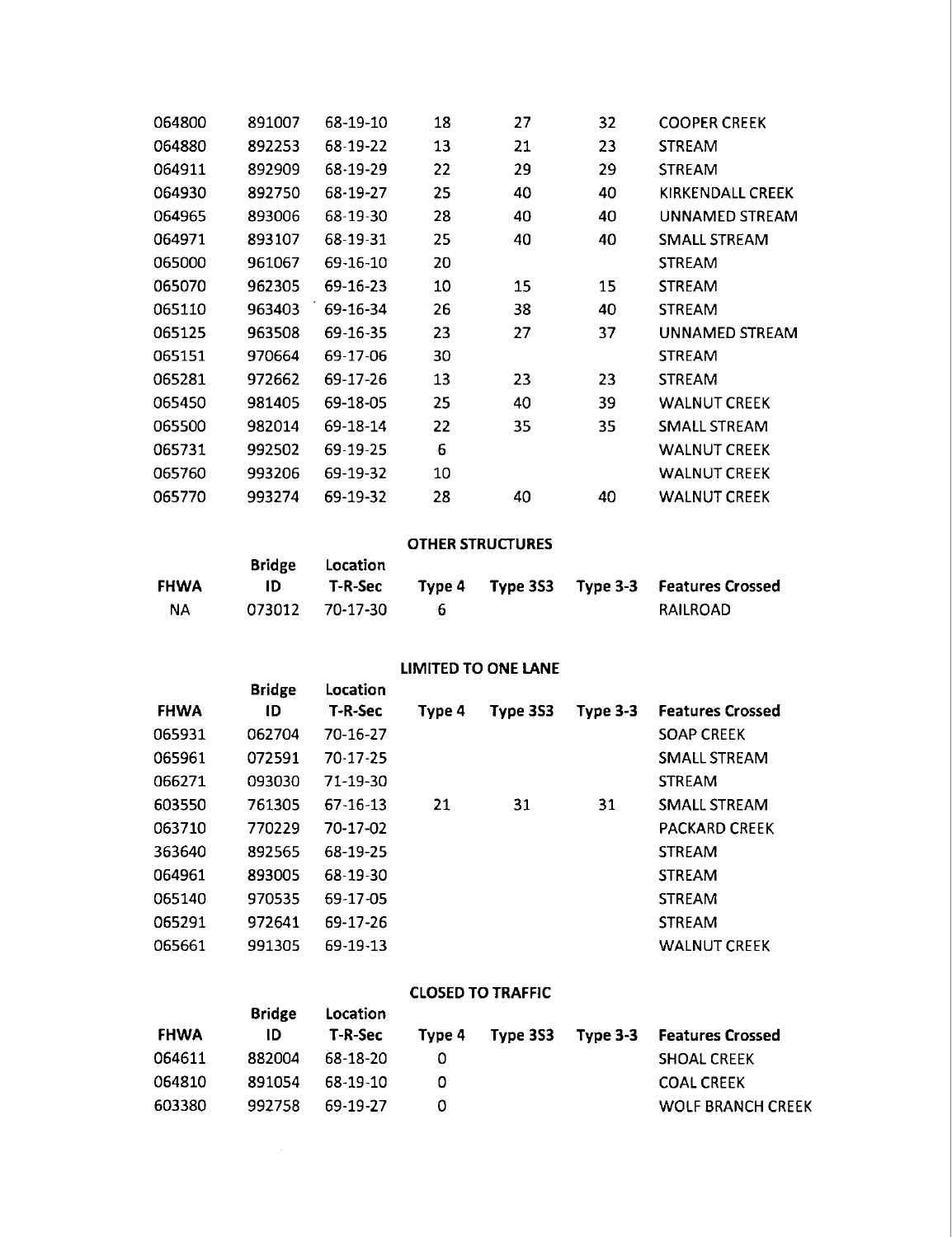| FHWA | Bridge ID | Location T-R-Sec | Type 4 | Type 3S3 | Type 3-3 | Features Crossed |
|---|---|---|---|---|---|---|
| 064800 | 891007 | 68-19-10 | 18 | 27 | 32 | COOPER CREEK |
| 064880 | 892253 | 68-19-22 | 13 | 21 | 23 | STREAM |
| 064911 | 892909 | 68-19-29 | 22 | 29 | 29 | STREAM |
| 064930 | 892750 | 68-19-27 | 25 | 40 | 40 | KIRKENDALL CREEK |
| 064965 | 893006 | 68-19-30 | 28 | 40 | 40 | UNNAMED STREAM |
| 064971 | 893107 | 68-19-31 | 25 | 40 | 40 | SMALL STREAM |
| 065000 | 961067 | 69-16-10 | 20 | | | STREAM |
| 065070 | 962305 | 69-16-23 | 10 | 15 | 15 | STREAM |
| 065110 | 963403 | 69-16-34 | 26 | 38 | 40 | STREAM |
| 065125 | 963508 | 69-16-35 | 23 | 27 | 37 | UNNAMED STREAM |
| 065151 | 970664 | 69-17-06 | 30 | | | STREAM |
| 065281 | 972662 | 69-17-26 | 13 | 23 | 23 | STREAM |
| 065450 | 981405 | 69-18-05 | 25 | 40 | 39 | WALNUT CREEK |
| 065500 | 982014 | 69-18-14 | 22 | 35 | 35 | SMALL STREAM |
| 065731 | 992502 | 69-19-25 | 6 | | | WALNUT CREEK |
| 065760 | 993206 | 69-19-32 | 10 | | | WALNUT CREEK |
| 065770 | 993274 | 69-19-32 | 28 | 40 | 40 | WALNUT CREEK |

**OTHER STRUCTURES**

| FHWA | Bridge ID | Location T-R-Sec | Type 4 | Type 3S3 | Type 3-3 | Features Crossed |
|---|---|---|---|---|---|---|
| NA | 073012 | 70-17-30 | 6 | | | RAILROAD |

**LIMITED TO ONE LANE**

| FHWA | Bridge ID | Location T-R-Sec | Type 4 | Type 3S3 | Type 3-3 | Features Crossed |
|---|---|---|---|---|---|---|
| 065931 | 062704 | 70-16-27 | | | | SOAP CREEK |
| 065961 | 072591 | 70-17-25 | | | | SMALL STREAM |
| 066271 | 093030 | 71-19-30 | | | | STREAM |
| 603550 | 761305 | 67-16-13 | 21 | 31 | 31 | SMALL STREAM |
| 063710 | 770229 | 70-17-02 | | | | PACKARD CREEK |
| 363640 | 892565 | 68-19-25 | | | | STREAM |
| 064961 | 893005 | 68-19-30 | | | | STREAM |
| 065140 | 970535 | 69-17-05 | | | | STREAM |
| 065291 | 972641 | 69-17-26 | | | | STREAM |
| 065661 | 991305 | 69-19-13 | | | | WALNUT CREEK |

**CLOSED TO TRAFFIC**

| FHWA | Bridge ID | Location T-R-Sec | Type 4 | Type 3S3 | Type 3-3 | Features Crossed |
|---|---|---|---|---|---|---|
| 064611 | 882004 | 68-18-20 | 0 | | | SHOAL CREEK |
| 064810 | 891054 | 68-19-10 | 0 | | | COAL CREEK |
| 603380 | 992758 | 69-19-27 | 0 | | | WOLF BRANCH CREEK |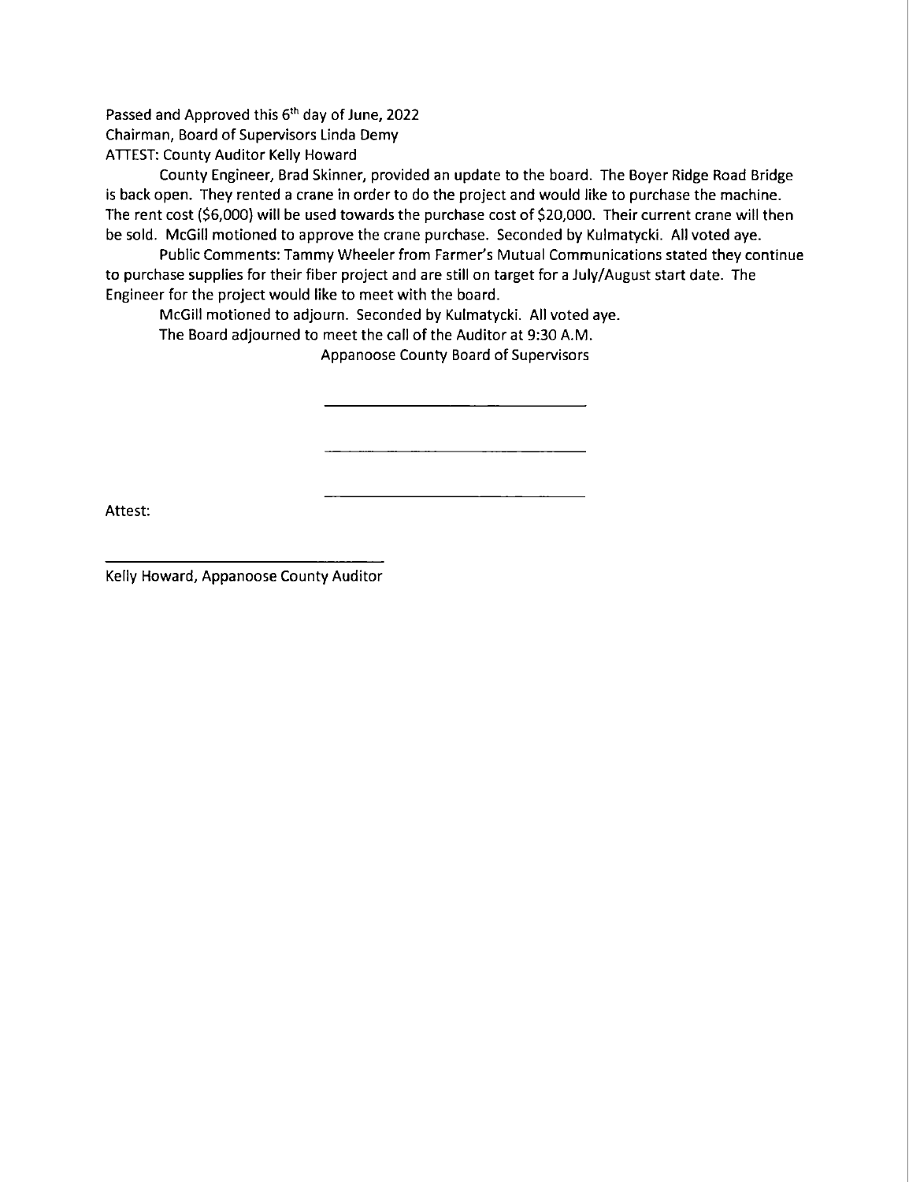Passed and Approved this 6th day of June, 2022

Chairman, Board of Supervisors Linda Demy

ATTEST: County Auditor Kelly Howard

County Engineer, Brad Skinner, provided an update to the board. The Boyer Ridge Road Bridge is back open. They rented a crane in order to do the project and would like to purchase the machine. The rent cost ($6,000) will be used towards the purchase cost of $20,000. Their current crane will then be sold. McGill motioned to approve the crane purchase. Seconded by Kulmatycki. All voted aye.

Public Comments: Tammy Wheeler from Farmer's Mutual Communications stated they continue to purchase supplies for their fiber project and are still on target for a July/August start date. The Engineer for the project would like to meet with the board.

McGill motioned to adjourn. Seconded by Kulmatycki. All voted aye.

The Board adjourned to meet the call of the Auditor at 9:30 A.M.

Appanoose County Board of Supervisors

\_\_\_\_\_\_\_\_\_\_\_\_\_\_\_\_\_\_\_\_\_\_\_\_\_\_\_\_\_\_

\_\_\_\_\_\_\_\_\_\_\_\_\_\_\_\_\_\_\_\_\_\_\_\_\_\_\_\_\_\_

\_\_\_\_\_\_\_\_\_\_\_\_\_\_\_\_\_\_\_\_\_\_\_\_\_\_\_\_\_\_

Attest:

\_\_\_\_\_\_\_\_\_\_\_\_\_\_\_\_\_\_\_\_\_\_\_\_\_\_\_\_\_\_

Kelly Howard, Appanoose County Auditor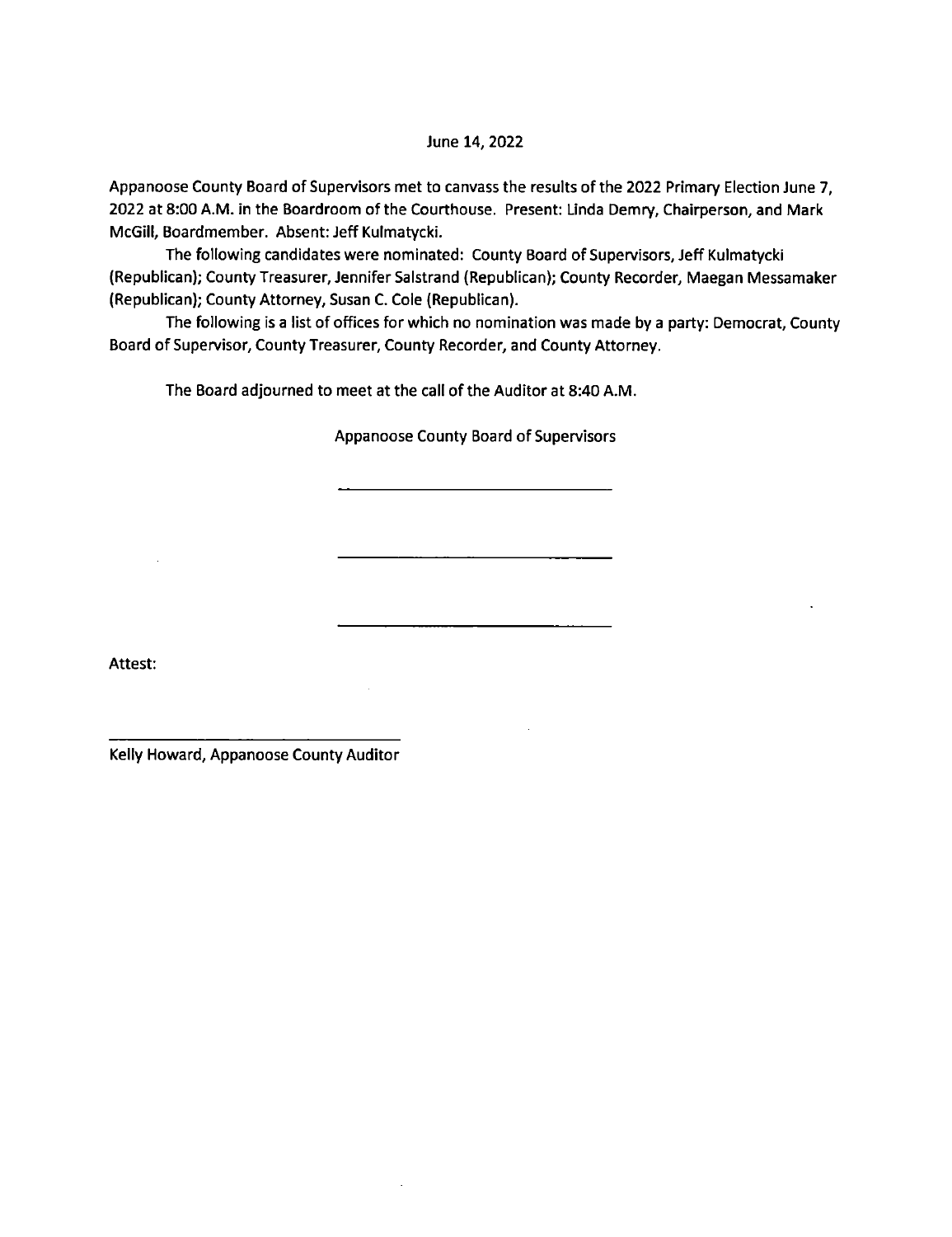June 14, 2022

Appanoose County Board of Supervisors met to canvass the results of the 2022 Primary Election June 7, 2022 at 8:00 A.M. in the Boardroom of the Courthouse. Present: Linda Demry, Chairperson, and Mark McGill, Boardmember. Absent: Jeff Kulmatycki.

The following candidates were nominated: County Board of Supervisors, Jeff Kulmatycki (Republican); County Treasurer, Jennifer Salstrand (Republican); County Recorder, Maegan Messamaker (Republican); County Attorney, Susan C. Cole (Republican).

The following is a list of offices for which no nomination was made by a party: Democrat, County Board of Supervisor, County Treasurer, County Recorder, and County Attorney.

The Board adjourned to meet at the call of the Auditor at 8:40 A.M.

Appanoose County Board of Supervisors

\_\_\_\_\_\_\_\_\_\_\_\_\_\_\_\_\_\_\_\_\_\_\_\_\_\_\_\_\_\_

\_\_\_\_\_\_\_\_\_\_\_\_\_\_\_\_\_\_\_\_\_\_\_\_\_\_\_\_\_\_

\_\_\_\_\_\_\_\_\_\_\_\_\_\_\_\_\_\_\_\_\_\_\_\_\_\_\_\_\_\_

Attest:

\_\_\_\_\_\_\_\_\_\_\_\_\_\_\_\_\_\_\_\_\_\_\_\_\_\_\_\_\_\_

Kelly Howard, Appanoose County Auditor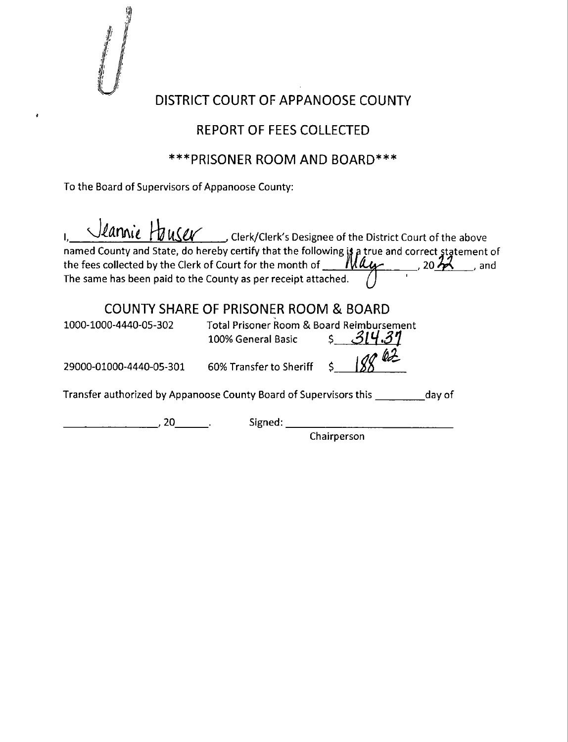# DISTRICT COURT OF APPANOOSE COUNTY

## REPORT OF FEES COLLECTED

### \*\*\*PRISONER ROOM AND BOARD\*\*\*

To the Board of Supervisors of Appanoose County:

I, Jeannie Houser, Clerk/Clerk's Designee of the District Court of the above named County and State, do hereby certify that the following is a true and correct statement of the fees collected by the Clerk of Court for the month of May, 2022, and The same has been paid to the County as per receipt attached.

## COUNTY SHARE OF PRISONER ROOM & BOARD

| | | |
|---|---|---|
| 1000-1000-4440-05-302 | Total Prisoner Room & Board Reimbursement 100% General Basic | $ 314.37 |
| 29000-01000-4440-05-301 | 60% Transfer to Sheriff | $ 188.62 |

Transfer authorized by Appanoose County Board of Supervisors this \_\_\_\_\_\_\_\_\_ day of

\_\_\_\_\_\_\_\_\_\_\_\_\_\_\_\_\_, 20\_\_\_\_\_\_.  Signed: \_\_\_\_\_\_\_\_\_\_\_\_\_\_\_\_\_\_\_\_\_\_\_\_\_\_\_\_\_\_

Chairperson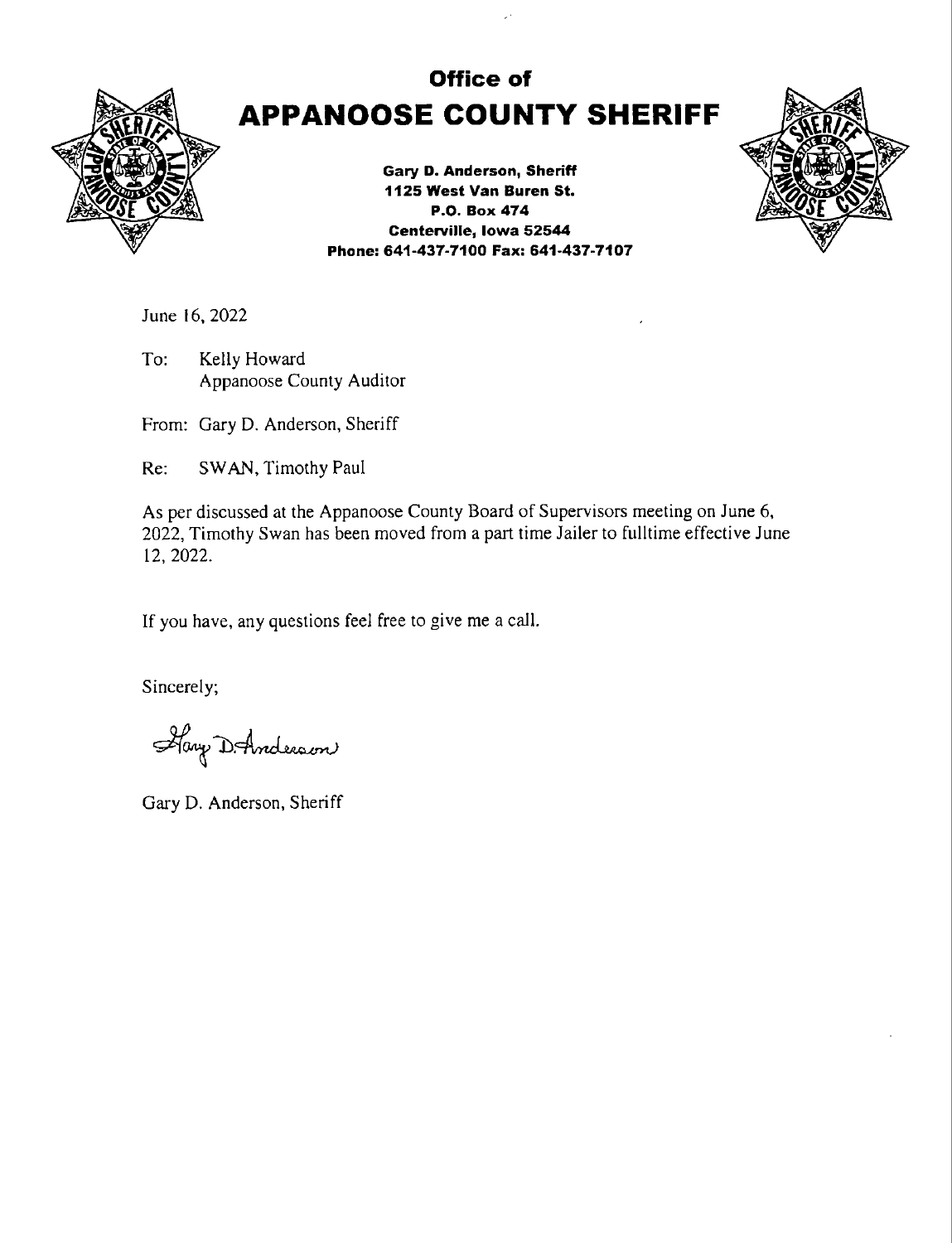# Office of
# APPANOOSE COUNTY SHERIFF

**Gary D. Anderson, Sheriff**
**1125 West Van Buren St.**
**P.O. Box 474**
**Centerville, Iowa 52544**
**Phone: 641-437-7100 Fax: 641-437-7107**

June 16, 2022

To: Kelly Howard
Appanoose County Auditor

From: Gary D. Anderson, Sheriff

Re: SWAN, Timothy Paul

As per discussed at the Appanoose County Board of Supervisors meeting on June 6, 2022, Timothy Swan has been moved from a part time Jailer to fulltime effective June 12, 2022.

If you have, any questions feel free to give me a call.

Sincerely;

Gary D. Anderson

Gary D. Anderson, Sheriff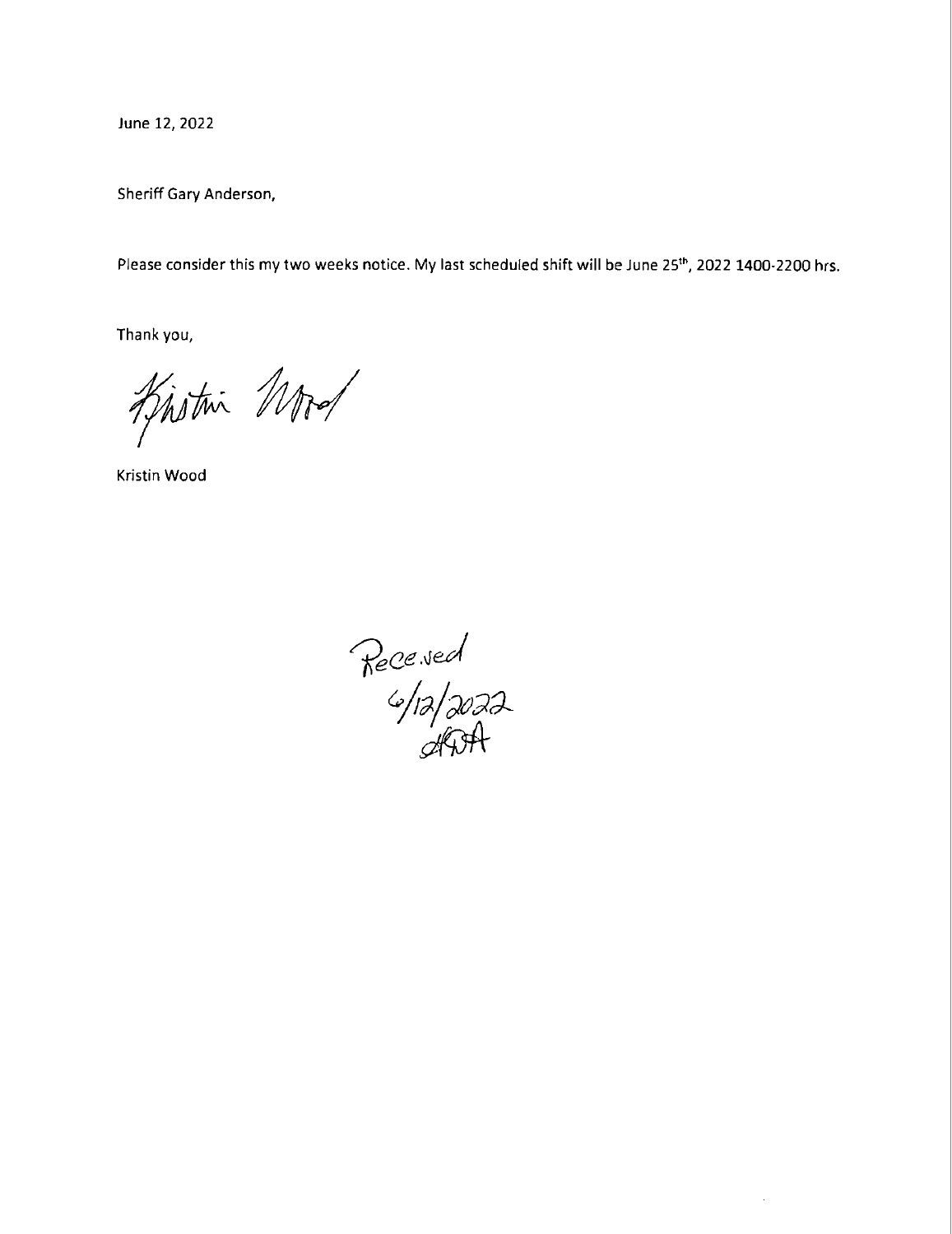June 12, 2022

Sheriff Gary Anderson,

Please consider this my two weeks notice. My last scheduled shift will be June 25th, 2022 1400-2200 hrs.

Thank you,

Kristin Wood

Kristin Wood

Received
6/12/2022
AGA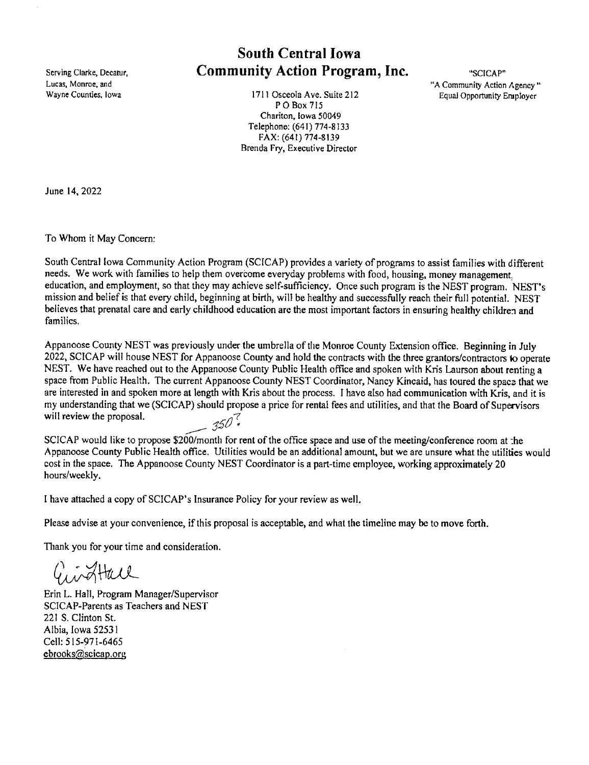# South Central Iowa Community Action Program, Inc.

Serving Clarke, Decatur, Lucas, Monroe, and Wayne Counties, Iowa

1711 Osceola Ave. Suite 212
P O Box 715
Chariton, Iowa 50049
Telephone: (641) 774-8133
FAX: (641) 774-8139
Brenda Fry, Executive Director

"SCICAP"
"A Community Action Agency"
Equal Opportunity Employer

June 14, 2022

To Whom it May Concern:

South Central Iowa Community Action Program (SCICAP) provides a variety of programs to assist families with different needs. We work with families to help them overcome everyday problems with food, housing, money management, education, and employment, so that they may achieve self-sufficiency. Once such program is the NEST program. NEST's mission and belief is that every child, beginning at birth, will be healthy and successfully reach their full potential. NEST believes that prenatal care and early childhood education are the most important factors in ensuring healthy children and families.

Appanoose County NEST was previously under the umbrella of the Monroe County Extension office. Beginning in July 2022, SCICAP will house NEST for Appanoose County and hold the contracts with the three grantors/contractors to operate NEST. We have reached out to the Appanoose County Public Health office and spoken with Kris Laurson about renting a space from Public Health. The current Appanoose County NEST Coordinator, Nancy Kincaid, has toured the space that we are interested in and spoken more at length with Kris about the process. I have also had communication with Kris, and it is my understanding that we (SCICAP) should propose a price for rental fees and utilities, and that the Board of Supervisors will review the proposal.

350?

SCICAP would like to propose $200/month for rent of the office space and use of the meeting/conference room at the Appanoose County Public Health office. Utilities would be an additional amount, but we are unsure what the utilities would cost in the space. The Appanoose County NEST Coordinator is a part-time employee, working approximately 20 hours/weekly.

I have attached a copy of SCICAP's Insurance Policy for your review as well.

Please advise at your convenience, if this proposal is acceptable, and what the timeline may be to move forth.

Thank you for your time and consideration.

Erin Hall

Erin L. Hall, Program Manager/Supervisor
SCICAP-Parents as Teachers and NEST
221 S. Clinton St.
Albia, Iowa 52531
Cell: 515-971-6465
ebrooks@scicap.org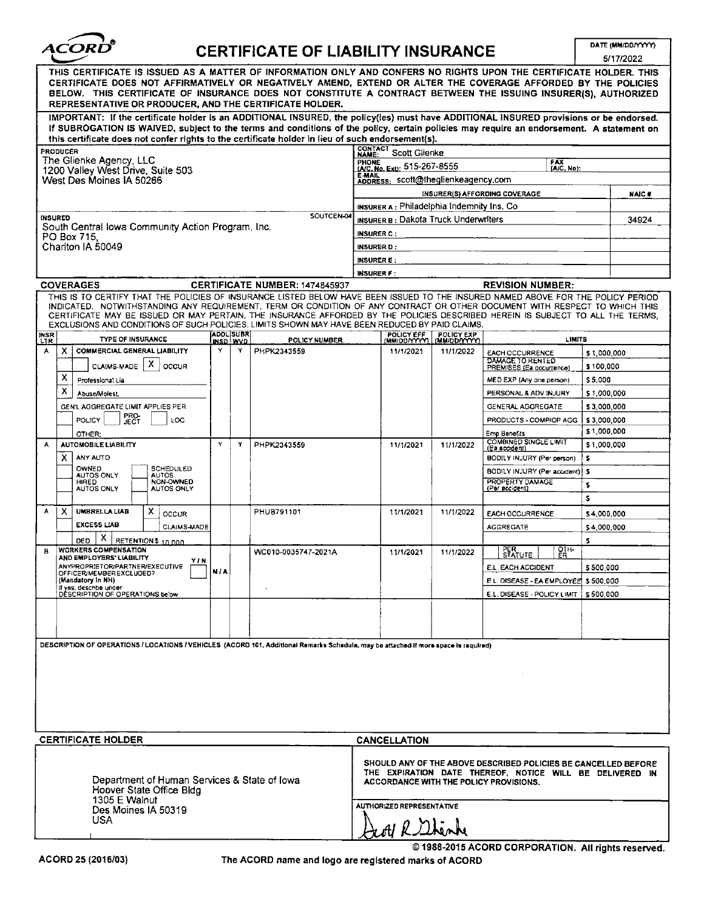# ACORD® CERTIFICATE OF LIABILITY INSURANCE

DATE (MM/DD/YYYY): 5/17/2022

THIS CERTIFICATE IS ISSUED AS A MATTER OF INFORMATION ONLY AND CONFERS NO RIGHTS UPON THE CERTIFICATE HOLDER. THIS CERTIFICATE DOES NOT AFFIRMATIVELY OR NEGATIVELY AMEND, EXTEND OR ALTER THE COVERAGE AFFORDED BY THE POLICIES BELOW. THIS CERTIFICATE OF INSURANCE DOES NOT CONSTITUTE A CONTRACT BETWEEN THE ISSUING INSURER(S), AUTHORIZED REPRESENTATIVE OR PRODUCER, AND THE CERTIFICATE HOLDER.

IMPORTANT: If the certificate holder is an ADDITIONAL INSURED, the policy(ies) must have ADDITIONAL INSURED provisions or be endorsed. If SUBROGATION IS WAIVED, subject to the terms and conditions of the policy, certain policies may require an endorsement. A statement on this certificate does not confer rights to the certificate holder in lieu of such endorsement(s).

**PRODUCER**
The Glienke Agency, LLC
1200 Valley West Drive, Suite 503
West Des Moines IA 50266

CONTACT NAME: Scott Glienke
PHONE (A/C, No, Ext): 515-267-8555
FAX (A/C, No):
E-MAIL ADDRESS: scott@theglienkeagency.com

| INSURER(S) AFFORDING COVERAGE | NAIC # |
|---|---|
| INSURER A : Philadelphia Indemnity Ins. Co | |
| INSURER B : Dakota Truck Underwriters | 34924 |
| INSURER C : | |
| INSURER D : | |
| INSURER E : | |
| INSURER F : | |

**INSURED** SOUTCEN-04
South Central Iowa Community Action Program, Inc.
PO Box 715,
Chariton IA 50049

**COVERAGES** CERTIFICATE NUMBER: 1474845937 REVISION NUMBER:

THIS IS TO CERTIFY THAT THE POLICIES OF INSURANCE LISTED BELOW HAVE BEEN ISSUED TO THE INSURED NAMED ABOVE FOR THE POLICY PERIOD INDICATED. NOTWITHSTANDING ANY REQUIREMENT, TERM OR CONDITION OF ANY CONTRACT OR OTHER DOCUMENT WITH RESPECT TO WHICH THIS CERTIFICATE MAY BE ISSUED OR MAY PERTAIN, THE INSURANCE AFFORDED BY THE POLICIES DESCRIBED HEREIN IS SUBJECT TO ALL THE TERMS, EXCLUSIONS AND CONDITIONS OF SUCH POLICIES. LIMITS SHOWN MAY HAVE BEEN REDUCED BY PAID CLAIMS.

| INSR LTR | TYPE OF INSURANCE | ADDL INSD | SUBR WVD | POLICY NUMBER | POLICY EFF (MM/DD/YYYY) | POLICY EXP (MM/DD/YYYY) | LIMITS | |
|---|---|---|---|---|---|---|---|---|
| A | X COMMERCIAL GENERAL LIABILITY | Y | Y | PHPK2343559 | 11/1/2021 | 11/1/2022 | EACH OCCURRENCE | $ 1,000,000 |
| | CLAIMS-MADE X OCCUR | | | | | | DAMAGE TO RENTED PREMISES (Ea occurrence) | $ 100,000 |
| | X Professional Lia | | | | | | MED EXP (Any one person) | $ 5,000 |
| | X Abuse/Molest. | | | | | | PERSONAL & ADV INJURY | $ 1,000,000 |
| | GEN'L AGGREGATE LIMIT APPLIES PER: | | | | | | GENERAL AGGREGATE | $ 3,000,000 |
| | POLICY PRO-JECT LOC | | | | | | PRODUCTS - COMP/OP AGG | $ 3,000,000 |
| | OTHER: | | | | | | Emp Benefits | $ 1,000,000 |
| A | AUTOMOBILE LIABILITY | Y | Y | PHPK2343559 | 11/1/2021 | 11/1/2022 | COMBINED SINGLE LIMIT (Ea accident) | $ 1,000,000 |
| | X ANY AUTO | | | | | | BODILY INJURY (Per person) | $ |
| | OWNED AUTOS ONLY / SCHEDULED AUTOS | | | | | | BODILY INJURY (Per accident) | $ |
| | HIRED AUTOS ONLY / NON-OWNED AUTOS ONLY | | | | | | PROPERTY DAMAGE (Per accident) | $ |
| | | | | | | | | $ |
| A | X UMBRELLA LIAB X OCCUR | | | PHUB791101 | 11/1/2021 | 11/1/2022 | EACH OCCURRENCE | $ 4,000,000 |
| | EXCESS LIAB CLAIMS-MADE | | | | | | AGGREGATE | $ 4,000,000 |
| | DED X RETENTION $ 10,000 | | | | | | | $ |
| B | WORKERS COMPENSATION AND EMPLOYERS' LIABILITY Y/N ANY PROPRIETOR/PARTNER/EXECUTIVE OFFICER/MEMBER EXCLUDED? (Mandatory in NH) If yes, describe under DESCRIPTION OF OPERATIONS below | N/A | | WC010-0035747-2021A | 11/1/2021 | 11/1/2022 | PER STATUTE / OTH-ER | |
| | | | | | | | E.L. EACH ACCIDENT | $ 500,000 |
| | | | | | | | E.L. DISEASE - EA EMPLOYEE | $ 500,000 |
| | | | | | | | E.L. DISEASE - POLICY LIMIT | $ 500,000 |

DESCRIPTION OF OPERATIONS / LOCATIONS / VEHICLES (ACORD 101, Additional Remarks Schedule, may be attached if more space is required)

**CERTIFICATE HOLDER**

Department of Human Services & State of Iowa
Hoover State Office Bldg
1305 E Walnut
Des Moines IA 50319
USA

**CANCELLATION**

SHOULD ANY OF THE ABOVE DESCRIBED POLICIES BE CANCELLED BEFORE THE EXPIRATION DATE THEREOF, NOTICE WILL BE DELIVERED IN ACCORDANCE WITH THE POLICY PROVISIONS.

AUTHORIZED REPRESENTATIVE
Scott R Glienke

© 1988-2015 ACORD CORPORATION. All rights reserved.

ACORD 25 (2016/03) The ACORD name and logo are registered marks of ACORD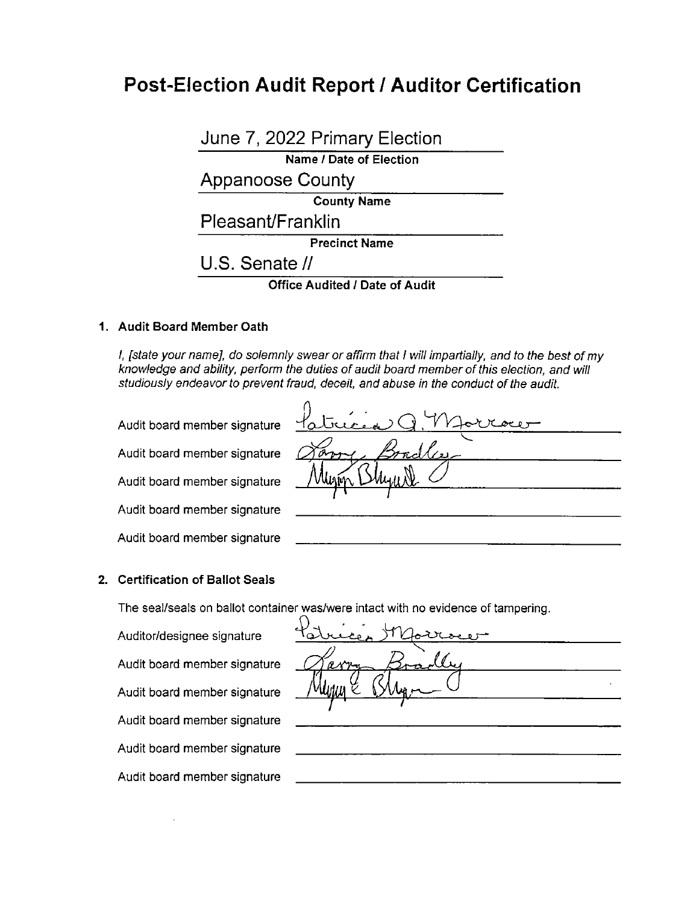# Post-Election Audit Report / Auditor Certification

June 7, 2022 Primary Election
**Name / Date of Election**

Appanoose County
**County Name**

Pleasant/Franklin
**Precinct Name**

U.S. Senate //
**Office Audited / Date of Audit**

## 1. Audit Board Member Oath

*I, [state your name], do solemnly swear or affirm that I will impartially, and to the best of my knowledge and ability, perform the duties of audit board member of this election, and will studiously endeavor to prevent fraud, deceit, and abuse in the conduct of the audit.*

Audit board member signature: Patricia A. Morrow

Audit board member signature: Larry Bradley

Audit board member signature: Megan Blayd

Audit board member signature: ______________________

Audit board member signature: ______________________

## 2. Certification of Ballot Seals

The seal/seals on ballot container was/were intact with no evidence of tampering.

Auditor/designee signature: Patricia Morrow

Audit board member signature: Larry Bradley

Audit board member signature: Megan E Blayd

Audit board member signature: ______________________

Audit board member signature: ______________________

Audit board member signature: ______________________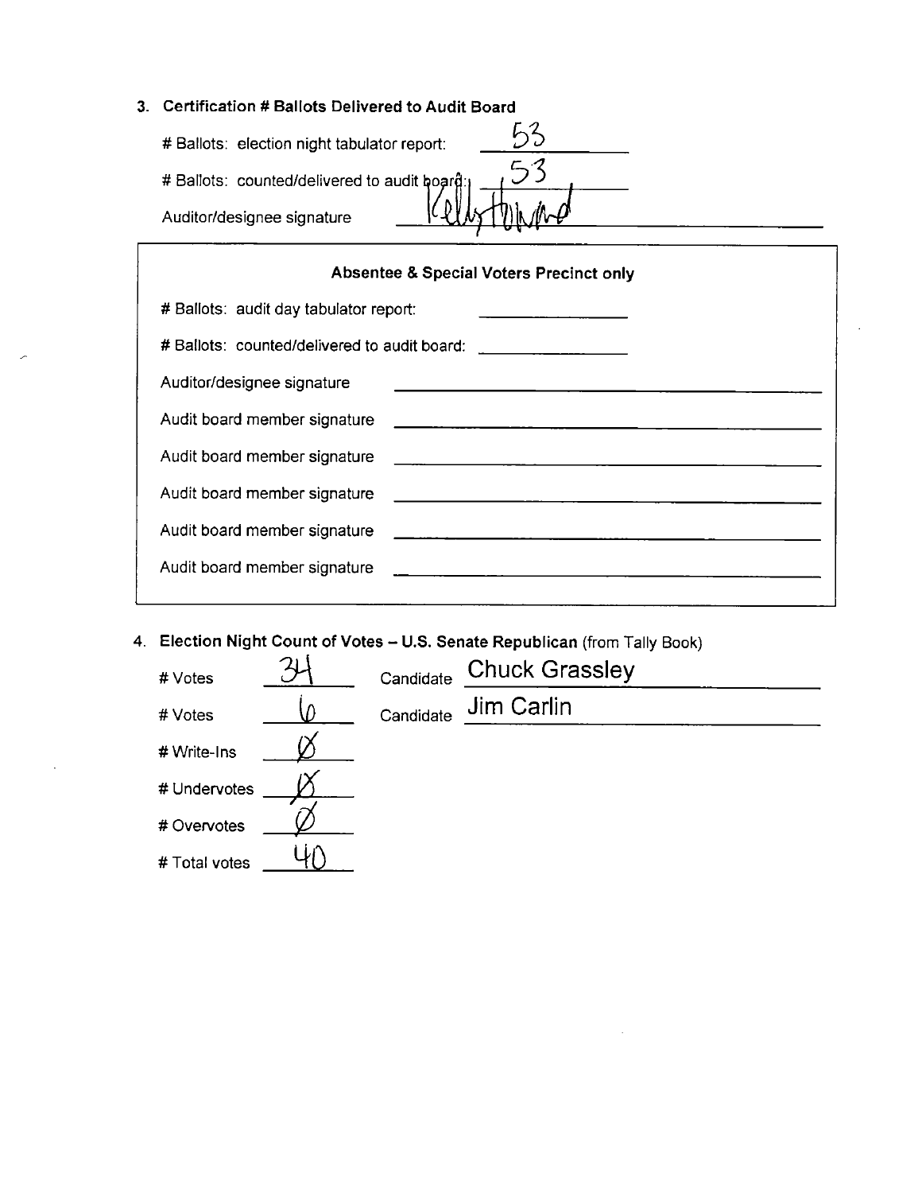### 3. Certification # Ballots Delivered to Audit Board

# Ballots: election night tabulator report: 53

# Ballots: counted/delivered to audit board: 53

Auditor/designee signature: Kelly Howard

**Absentee & Special Voters Precinct only**

# Ballots: audit day tabulator report: ____________

# Ballots: counted/delivered to audit board: ____________

Auditor/designee signature ____________

Audit board member signature ____________

Audit board member signature ____________

Audit board member signature ____________

Audit board member signature ____________

Audit board member signature ____________

### 4. Election Night Count of Votes – U.S. Senate Republican (from Tally Book)

| | | | |
|---|---|---|---|
| # Votes | 34 | Candidate | Chuck Grassley |
| # Votes | 6 | Candidate | Jim Carlin |
| # Write-Ins | Ø | | |
| # Undervotes | Ø | | |
| # Overvotes | Ø | | |
| # Total votes | 40 | | |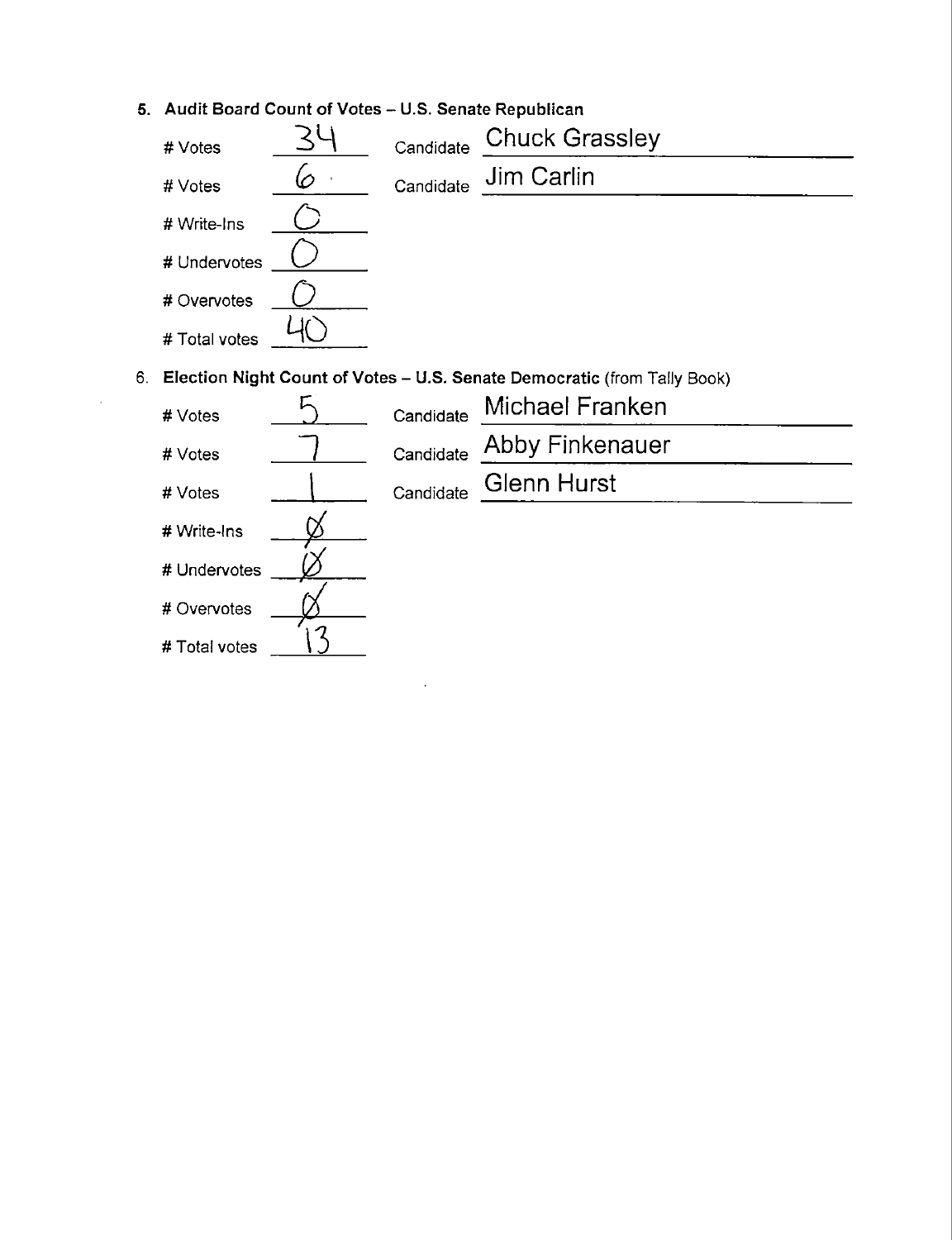5. **Audit Board Count of Votes – U.S. Senate Republican**

| | | | |
|---|---|---|---|
| # Votes | 34 | Candidate | Chuck Grassley |
| # Votes | 6 | Candidate | Jim Carlin |
| # Write-Ins | 0 | | |
| # Undervotes | 0 | | |
| # Overvotes | 0 | | |
| # Total votes | 40 | | |

6. **Election Night Count of Votes – U.S. Senate Democratic** (from Tally Book)

| | | | |
|---|---|---|---|
| # Votes | 5 | Candidate | Michael Franken |
| # Votes | 7 | Candidate | Abby Finkenauer |
| # Votes | 1 | Candidate | Glenn Hurst |
| # Write-Ins | Ø | | |
| # Undervotes | Ø | | |
| # Overvotes | Ø | | |
| # Total votes | 13 | | |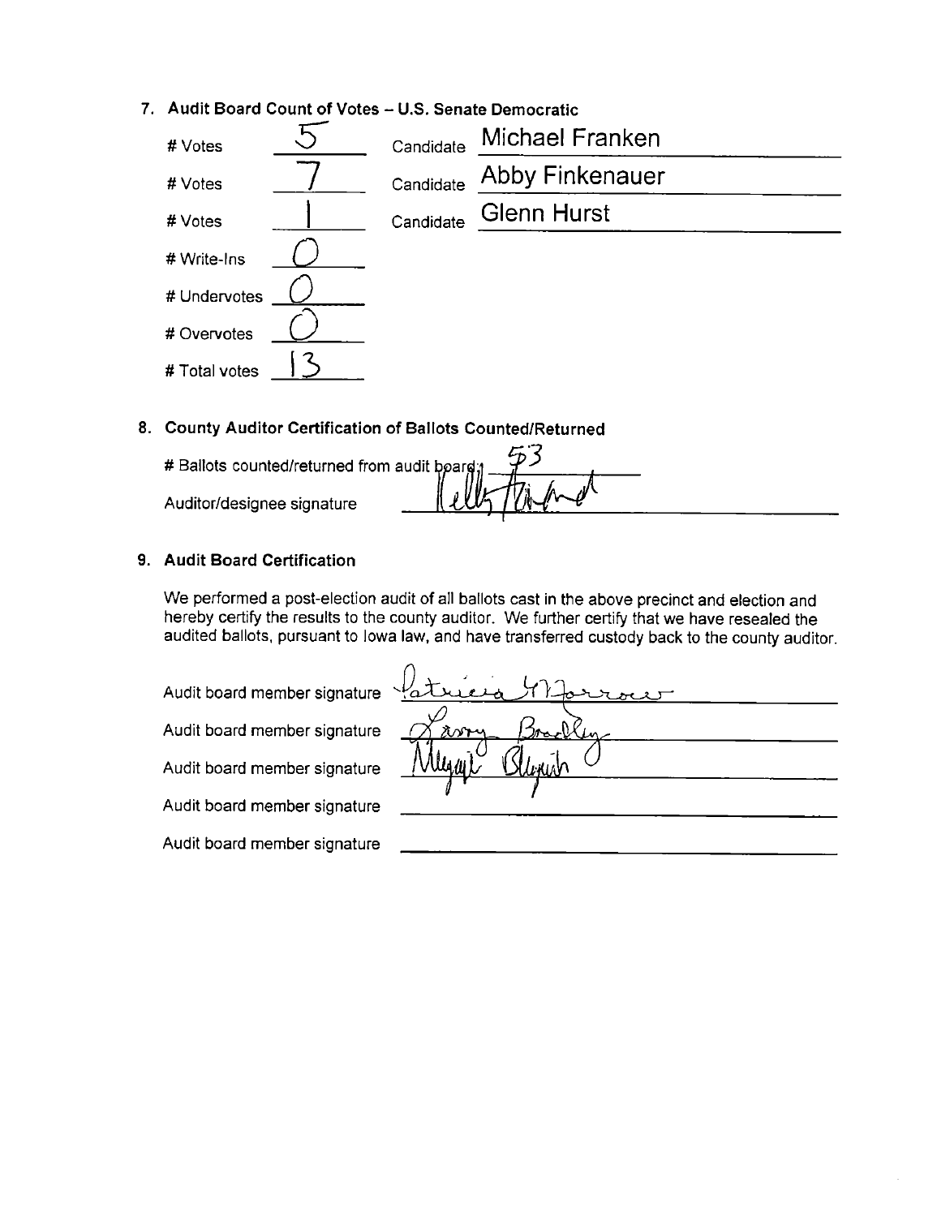## 7. Audit Board Count of Votes – U.S. Senate Democratic

| # Votes | | Candidate | |
|---|---|---|---|
| # Votes | 5 | Candidate | Michael Franken |
| # Votes | 7 | Candidate | Abby Finkenauer |
| # Votes | 1 | Candidate | Glenn Hurst |
| # Write-Ins | 0 | | |
| # Undervotes | 0 | | |
| # Overvotes | 0 | | |
| # Total votes | 13 | | |

## 8. County Auditor Certification of Ballots Counted/Returned

# Ballots counted/returned from audit board: 53

Auditor/designee signature: Kelly Tiffany

## 9. Audit Board Certification

We performed a post-election audit of all ballots cast in the above precinct and election and hereby certify the results to the county auditor. We further certify that we have resealed the audited ballots, pursuant to Iowa law, and have transferred custody back to the county auditor.

Audit board member signature: Patricia Morrow

Audit board member signature: Larry Bradley

Audit board member signature: Maggie Bleyich

Audit board member signature: ____________________

Audit board member signature: ____________________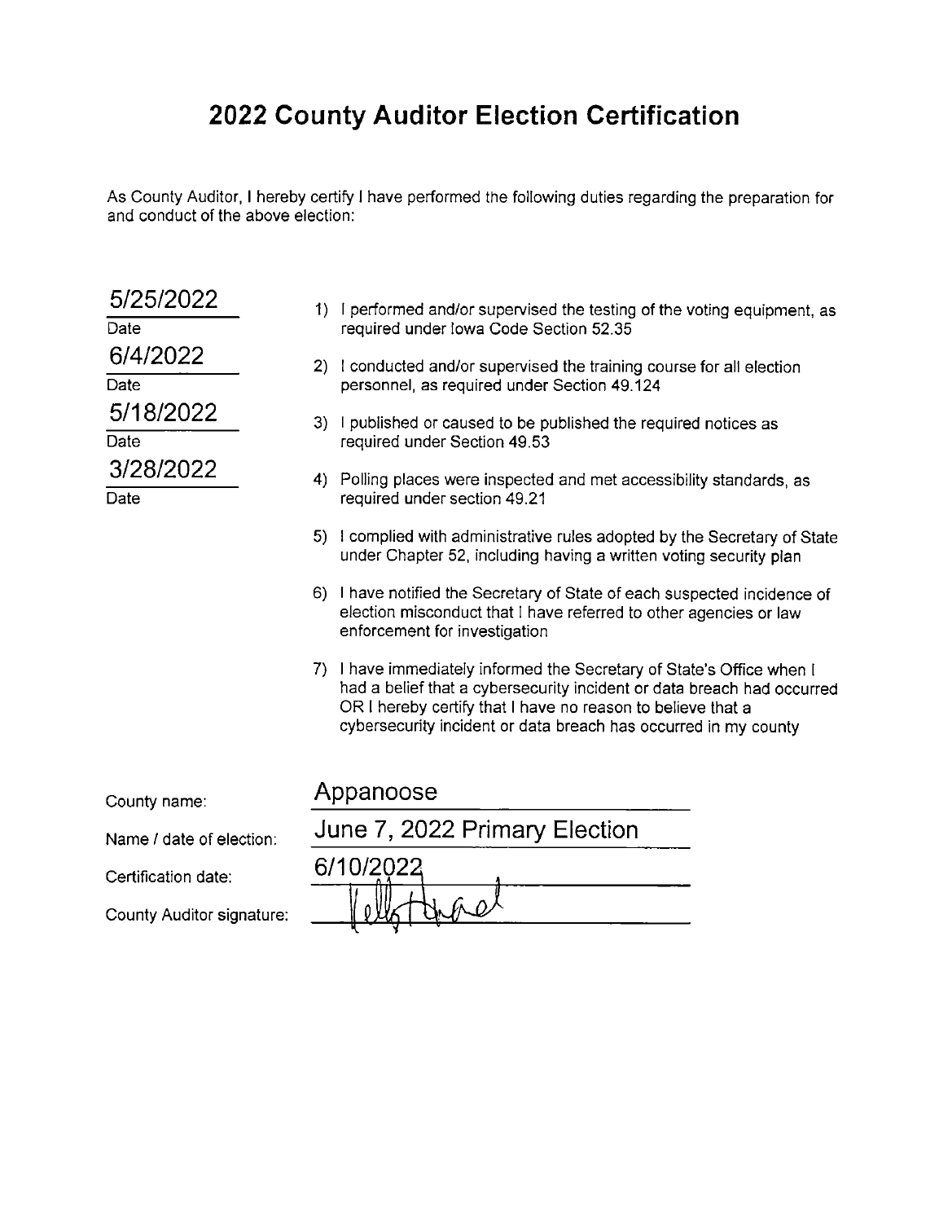# 2022 County Auditor Election Certification

As County Auditor, I hereby certify I have performed the following duties regarding the preparation for and conduct of the above election:

| Date | Duty |
|---|---|
| 5/25/2022 | 1) I performed and/or supervised the testing of the voting equipment, as required under Iowa Code Section 52.35 |
| 6/4/2022 | 2) I conducted and/or supervised the training course for all election personnel, as required under Section 49.124 |
| 5/18/2022 | 3) I published or caused to be published the required notices as required under Section 49.53 |
| 3/28/2022 | 4) Polling places were inspected and met accessibility standards, as required under section 49.21 |

5) I complied with administrative rules adopted by the Secretary of State under Chapter 52, including having a written voting security plan

6) I have notified the Secretary of State of each suspected incidence of election misconduct that I have referred to other agencies or law enforcement for investigation

7) I have immediately informed the Secretary of State's Office when I had a belief that a cybersecurity incident or data breach had occurred OR I hereby certify that I have no reason to believe that a cybersecurity incident or data breach has occurred in my county

County name: Appanoose

Name / date of election: June 7, 2022 Primary Election

Certification date: 6/10/2022

County Auditor signature: [signature]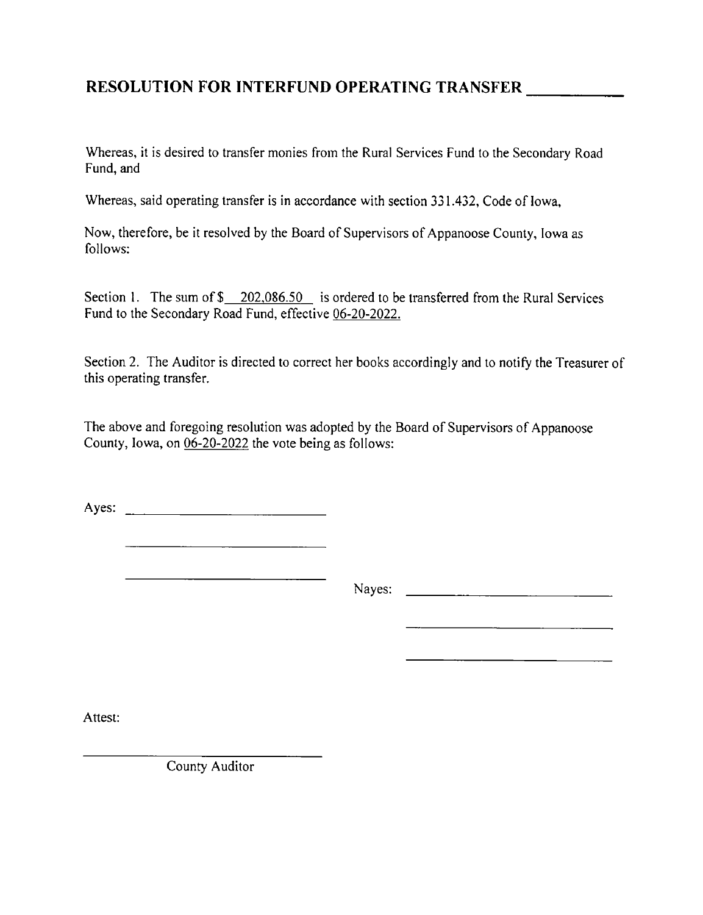# RESOLUTION FOR INTERFUND OPERATING TRANSFER ___________

Whereas, it is desired to transfer monies from the Rural Services Fund to the Secondary Road Fund, and

Whereas, said operating transfer is in accordance with section 331.432, Code of Iowa,

Now, therefore, be it resolved by the Board of Supervisors of Appanoose County, Iowa as follows:

Section 1. The sum of $ 202,086.50 is ordered to be transferred from the Rural Services Fund to the Secondary Road Fund, effective 06-20-2022.

Section 2. The Auditor is directed to correct her books accordingly and to notify the Treasurer of this operating transfer.

The above and foregoing resolution was adopted by the Board of Supervisors of Appanoose County, Iowa, on 06-20-2022 the vote being as follows:

Ayes: ____________________________

____________________________

____________________________

Nayes: ____________________________

____________________________

____________________________

Attest:

____________________________

County Auditor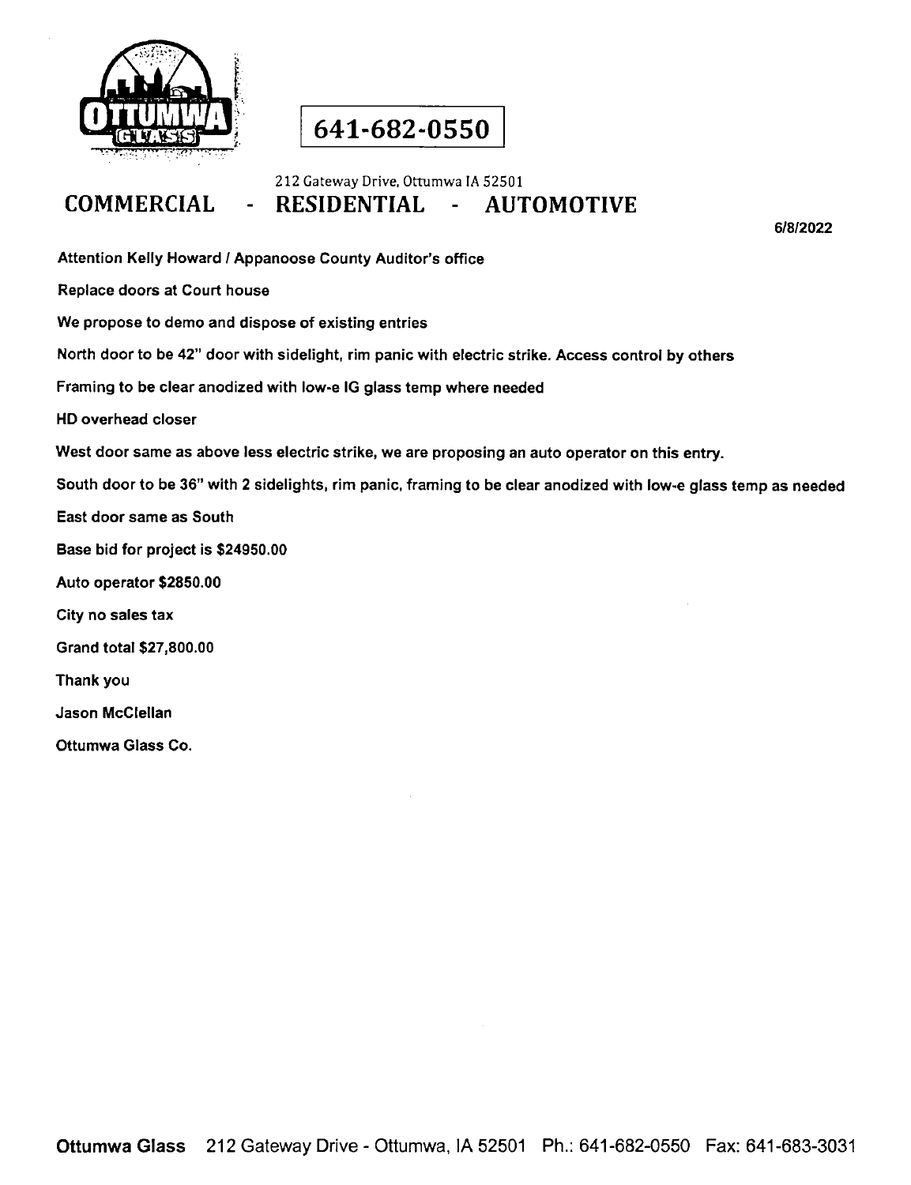641-682-0550

212 Gateway Drive, Ottumwa IA 52501

**COMMERCIAL - RESIDENTIAL - AUTOMOTIVE**

6/8/2022

Attention Kelly Howard / Appanoose County Auditor's office

Replace doors at Court house

We propose to demo and dispose of existing entries

North door to be 42" door with sidelight, rim panic with electric strike. Access control by others

Framing to be clear anodized with low-e IG glass temp where needed

HD overhead closer

West door same as above less electric strike, we are proposing an auto operator on this entry.

South door to be 36" with 2 sidelights, rim panic, framing to be clear anodized with low-e glass temp as needed

East door same as South

Base bid for project is $24950.00

Auto operator $2850.00

City no sales tax

Grand total $27,800.00

Thank you

Jason McClellan

Ottumwa Glass Co.

**Ottumwa Glass** 212 Gateway Drive - Ottumwa, IA 52501 Ph.: 641-682-0550 Fax: 641-683-3031